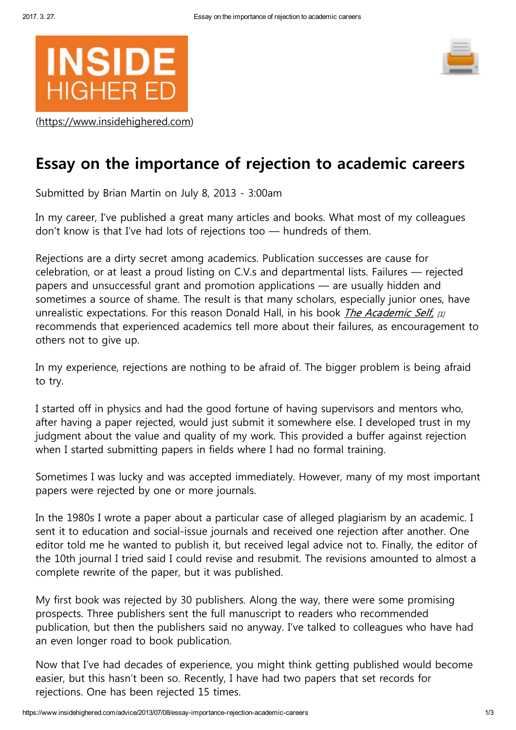INSIDE HIGHER ED

(https://www.insidehighered.com)

# Essay on the importance of rejection to academic careers

Submitted by Brian Martin on July 8, 2013 - 3:00am

In my career, I've published a great many articles and books. What most of my colleagues don't know is that I've had lots of rejections too — hundreds of them.

Rejections are a dirty secret among academics. Publication successes are cause for celebration, or at least a proud listing on C.V.s and departmental lists. Failures — rejected papers and unsuccessful grant and promotion applications — are usually hidden and sometimes a source of shame. The result is that many scholars, especially junior ones, have unrealistic expectations. For this reason Donald Hall, in his book *The Academic Self,* [1] recommends that experienced academics tell more about their failures, as encouragement to others not to give up.

In my experience, rejections are nothing to be afraid of. The bigger problem is being afraid to try.

I started off in physics and had the good fortune of having supervisors and mentors who, after having a paper rejected, would just submit it somewhere else. I developed trust in my judgment about the value and quality of my work. This provided a buffer against rejection when I started submitting papers in fields where I had no formal training.

Sometimes I was lucky and was accepted immediately. However, many of my most important papers were rejected by one or more journals.

In the 1980s I wrote a paper about a particular case of alleged plagiarism by an academic. I sent it to education and social-issue journals and received one rejection after another. One editor told me he wanted to publish it, but received legal advice not to. Finally, the editor of the 10th journal I tried said I could revise and resubmit. The revisions amounted to almost a complete rewrite of the paper, but it was published.

My first book was rejected by 30 publishers. Along the way, there were some promising prospects. Three publishers sent the full manuscript to readers who recommended publication, but then the publishers said no anyway. I've talked to colleagues who have had an even longer road to book publication.

Now that I've had decades of experience, you might think getting published would become easier, but this hasn't been so. Recently, I have had two papers that set records for rejections. One has been rejected 15 times.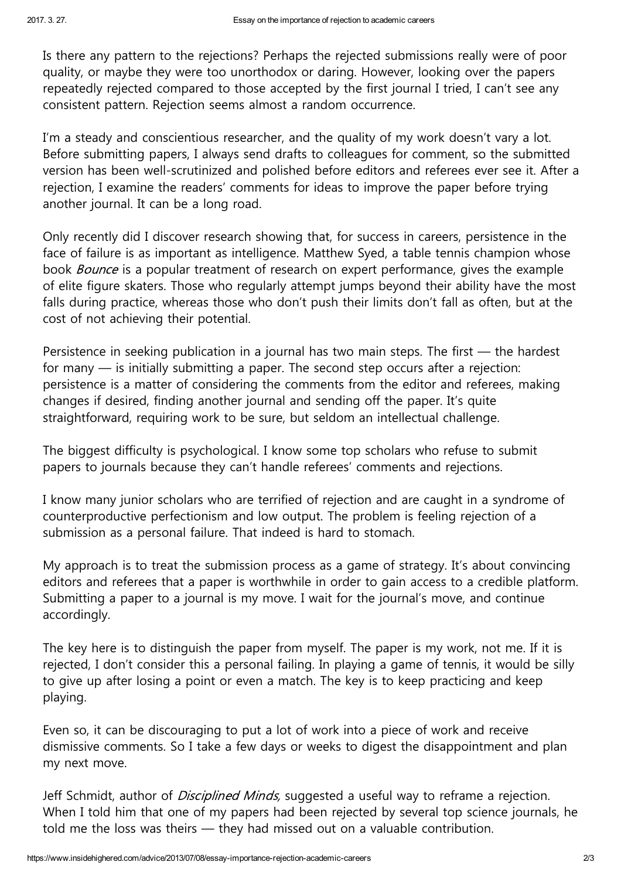Is there any pattern to the rejections? Perhaps the rejected submissions really were of poor quality, or maybe they were too unorthodox or daring. However, looking over the papers repeatedly rejected compared to those accepted by the first journal I tried, I can't see any consistent pattern. Rejection seems almost a random occurrence.

I'm a steady and conscientious researcher, and the quality of my work doesn't vary a lot. Before submitting papers, I always send drafts to colleagues for comment, so the submitted version has been well-scrutinized and polished before editors and referees ever see it. After a rejection, I examine the readers' comments for ideas to improve the paper before trying another journal. It can be a long road.

Only recently did I discover research showing that, for success in careers, persistence in the face of failure is as important as intelligence. Matthew Syed, a table tennis champion whose book *Bounce* is a popular treatment of research on expert performance, gives the example of elite figure skaters. Those who regularly attempt jumps beyond their ability have the most falls during practice, whereas those who don't push their limits don't fall as often, but at the cost of not achieving their potential.

Persistence in seeking publication in a journal has two main steps. The first — the hardest for many — is initially submitting a paper. The second step occurs after a rejection: persistence is a matter of considering the comments from the editor and referees, making changes if desired, finding another journal and sending off the paper. It's quite straightforward, requiring work to be sure, but seldom an intellectual challenge.

The biggest difficulty is psychological. I know some top scholars who refuse to submit papers to journals because they can't handle referees' comments and rejections.

I know many junior scholars who are terrified of rejection and are caught in a syndrome of counterproductive perfectionism and low output. The problem is feeling rejection of a submission as a personal failure. That indeed is hard to stomach.

My approach is to treat the submission process as a game of strategy. It's about convincing editors and referees that a paper is worthwhile in order to gain access to a credible platform. Submitting a paper to a journal is my move. I wait for the journal's move, and continue accordingly.

The key here is to distinguish the paper from myself. The paper is my work, not me. If it is rejected, I don't consider this a personal failing. In playing a game of tennis, it would be silly to give up after losing a point or even a match. The key is to keep practicing and keep playing.

Even so, it can be discouraging to put a lot of work into a piece of work and receive dismissive comments. So I take a few days or weeks to digest the disappointment and plan my next move.

Jeff Schmidt, author of *Disciplined Minds,* suggested a useful way to reframe a rejection. When I told him that one of my papers had been rejected by several top science journals, he told me the loss was theirs — they had missed out on a valuable contribution.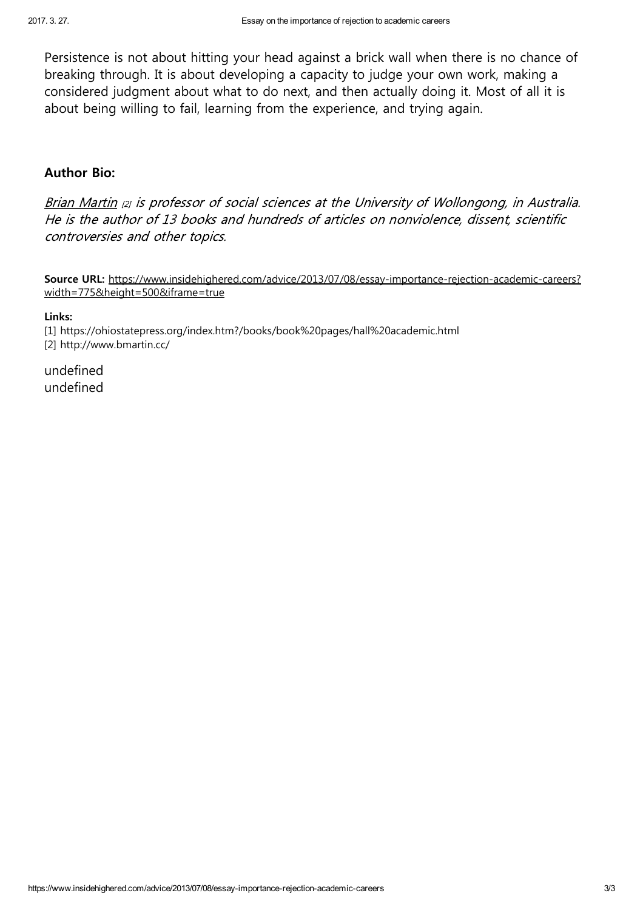Persistence is not about hitting your head against a brick wall when there is no chance of breaking through. It is about developing a capacity to judge your own work, making a considered judgment about what to do next, and then actually doing it. Most of all it is about being willing to fail, learning from the experience, and trying again.

### Author Bio:

*Brian Martin [2] is professor of social sciences at the University of Wollongong, in Australia. He is the author of 13 books and hundreds of articles on nonviolence, dissent, scientific controversies and other topics.*

**Source URL:** https://www.insidehighered.com/advice/2013/07/08/essay-importance-rejection-academic-careers?width=775&height=500&iframe=true

**Links:**

[1] https://ohiostatepress.org/index.htm?/books/book%20pages/hall%20academic.html
[2] http://www.bmartin.cc/

undefined
undefined